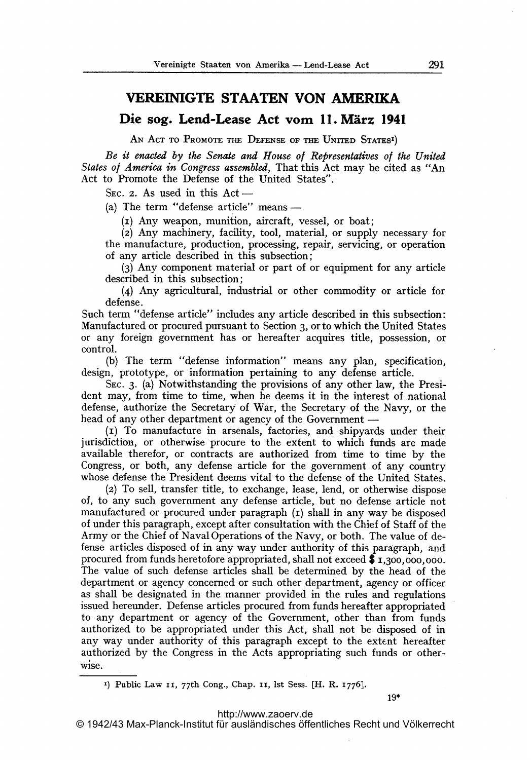# VEREINIGTE STAATEN VON AMERIKA

## Die sog. Lend-Lease Act vom 11. März 1941

AN ACT TO PROMOTE THE DEFENSE OF THE UNITED STATES[1])

*Be it enacted by the Senate and House of Representatives of the United States of America in Congress assembled*, That this Act may be cited as "An Act to Promote the Defense of the United States".

SEC. 2. As used in this Act —

(a) The term "defense article" means —

(1) Any weapon, munition, aircraft, vessel, or boat;

(2) Any machinery, facility, tool, material, or supply necessary for the manufacture, production, processing, repair, servicing, or operation of any article described in this subsection;

(3) Any component material or part of or equipment for any article described in this subsection;

(4) Any agricultural, industrial or other commodity or article for defense.

Such term "defense article" includes any article described in this subsection: Manufactured or procured pursuant to Section 3, or to which the United States or any foreign government has or hereafter acquires title, possession, or control.

(b) The term "defense information" means any plan, specification, design, prototype, or information pertaining to any defense article.

SEC. 3. (a) Notwithstanding the provisions of any other law, the President may, from time to time, when he deems it in the interest of national defense, authorize the Secretary of War, the Secretary of the Navy, or the head of any other department or agency of the Government —

(1) To manufacture in arsenals, factories, and shipyards under their jurisdiction, or otherwise procure to the extent to which funds are made available therefor, or contracts are authorized from time to time by the Congress, or both, any defense article for the government of any country whose defense the President deems vital to the defense of the United States.

(2) To sell, transfer title, to exchange, lease, lend, or otherwise dispose of, to any such government any defense article, but no defense article not manufactured or procured under paragraph (1) shall in any way be disposed of under this paragraph, except after consultation with the Chief of Staff of the Army or the Chief of Naval Operations of the Navy, or both. The value of defense articles disposed of in any way under authority of this paragraph, and procured from funds heretofore appropriated, shall not exceed $ 1,300,000,000. The value of such defense articles shall be determined by the head of the department or agency concerned or such other department, agency or officer as shall be designated in the manner provided in the rules and regulations issued hereunder. Defense articles procured from funds hereafter appropriated to any department or agency of the Government, other than from funds authorized to be appropriated under this Act, shall not be disposed of in any way under authority of this paragraph except to the extent hereafter authorized by the Congress in the Acts appropriating such funds or otherwise.

---

[1]) Public Law 11, 77th Cong., Chap. 11, 1st Sess. [H. R. 1776].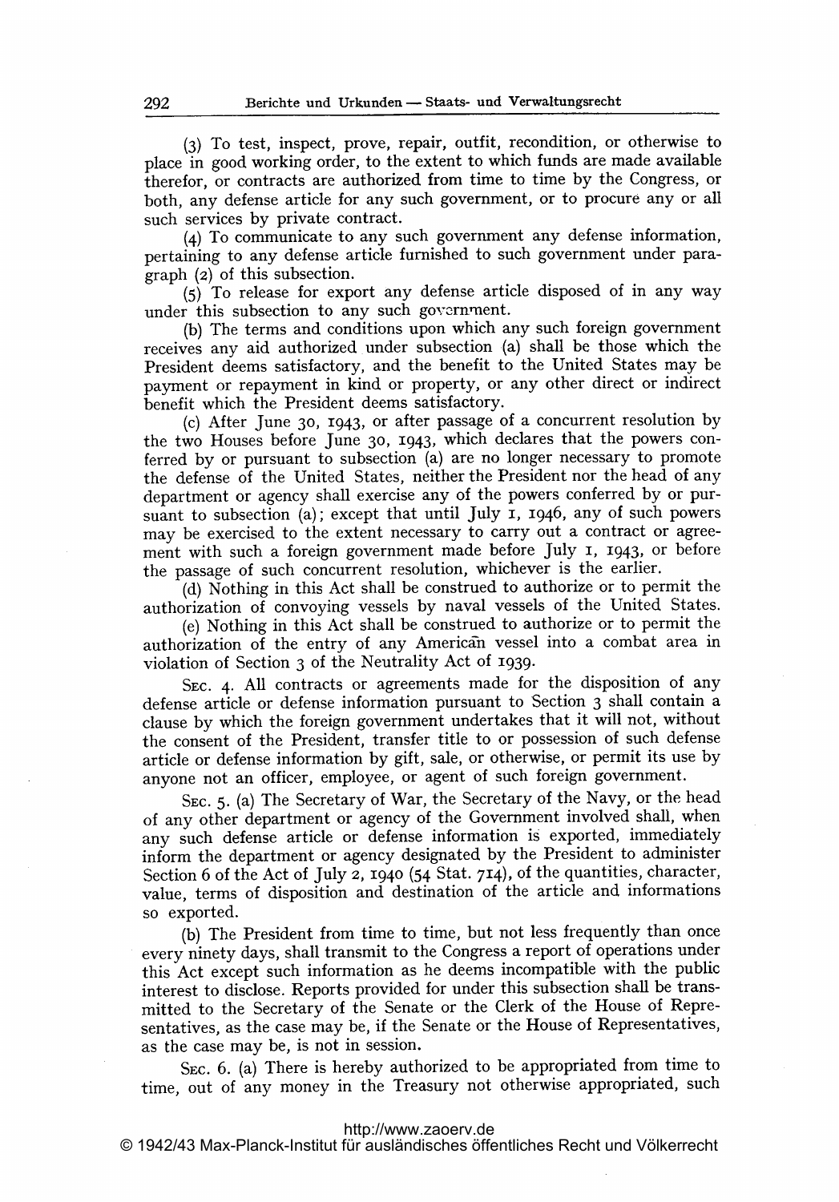(3) To test, inspect, prove, repair, outfit, recondition, or otherwise to place in good working order, to the extent to which funds are made available therefor, or contracts are authorized from time to time by the Congress, or both, any defense article for any such government, or to procure any or all such services by private contract.

(4) To communicate to any such government any defense information, pertaining to any defense article furnished to such government under paragraph (2) of this subsection.

(5) To release for export any defense article disposed of in any way under this subsection to any such government.

(b) The terms and conditions upon which any such foreign government receives any aid authorized under subsection (a) shall be those which the President deems satisfactory, and the benefit to the United States may be payment or repayment in kind or property, or any other direct or indirect benefit which the President deems satisfactory.

(c) After June 30, 1943, or after passage of a concurrent resolution by the two Houses before June 30, 1943, which declares that the powers conferred by or pursuant to subsection (a) are no longer necessary to promote the defense of the United States, neither the President nor the head of any department or agency shall exercise any of the powers conferred by or pursuant to subsection (a); except that until July 1, 1946, any of such powers may be exercised to the extent necessary to carry out a contract or agreement with such a foreign government made before July 1, 1943, or before the passage of such concurrent resolution, whichever is the earlier.

(d) Nothing in this Act shall be construed to authorize or to permit the authorization of convoying vessels by naval vessels of the United States.

(e) Nothing in this Act shall be construed to authorize or to permit the authorization of the entry of any American vessel into a combat area in violation of Section 3 of the Neutrality Act of 1939.

Sec. 4. All contracts or agreements made for the disposition of any defense article or defense information pursuant to Section 3 shall contain a clause by which the foreign government undertakes that it will not, without the consent of the President, transfer title to or possession of such defense article or defense information by gift, sale, or otherwise, or permit its use by anyone not an officer, employee, or agent of such foreign government.

Sec. 5. (a) The Secretary of War, the Secretary of the Navy, or the head of any other department or agency of the Government involved shall, when any such defense article or defense information is exported, immediately inform the department or agency designated by the President to administer Section 6 of the Act of July 2, 1940 (54 Stat. 714), of the quantities, character, value, terms of disposition and destination of the article and informations so exported.

(b) The President from time to time, but not less frequently than once every ninety days, shall transmit to the Congress a report of operations under this Act except such information as he deems incompatible with the public interest to disclose. Reports provided for under this subsection shall be transmitted to the Secretary of the Senate or the Clerk of the House of Representatives, as the case may be, if the Senate or the House of Representatives, as the case may be, is not in session.

Sec. 6. (a) There is hereby authorized to be appropriated from time to time, out of any money in the Treasury not otherwise appropriated, such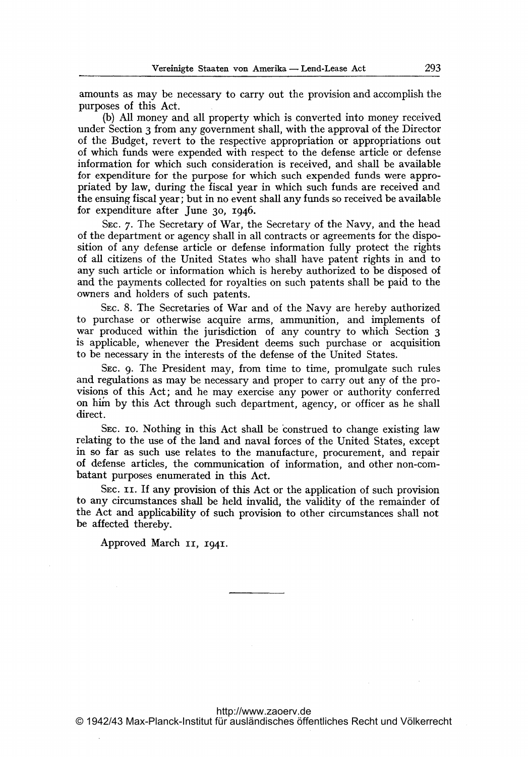amounts as may be necessary to carry out the provision and accomplish the purposes of this Act.

(b) All money and all property which is converted into money received under Section 3 from any government shall, with the approval of the Director of the Budget, revert to the respective appropriation or appropriations out of which funds were expended with respect to the defense article or defense information for which such consideration is received, and shall be available for expenditure for the purpose for which such expended funds were appropriated by law, during the fiscal year in which such funds are received and the ensuing fiscal year; but in no event shall any funds so received be available for expenditure after June 30, 1946.

SEC. 7. The Secretary of War, the Secretary of the Navy, and the head of the department or agency shall in all contracts or agreements for the disposition of any defense article or defense information fully protect the rights of all citizens of the United States who shall have patent rights in and to any such article or information which is hereby authorized to be disposed of and the payments collected for royalties on such patents shall be paid to the owners and holders of such patents.

SEC. 8. The Secretaries of War and of the Navy are hereby authorized to purchase or otherwise acquire arms, ammunition, and implements of war produced within the jurisdiction of any country to which Section 3 is applicable, whenever the President deems such purchase or acquisition to be necessary in the interests of the defense of the United States.

SEC. 9. The President may, from time to time, promulgate such rules and regulations as may be necessary and proper to carry out any of the provisions of this Act; and he may exercise any power or authority conferred on him by this Act through such department, agency, or officer as he shall direct.

SEC. 10. Nothing in this Act shall be construed to change existing law relating to the use of the land and naval forces of the United States, except in so far as such use relates to the manufacture, procurement, and repair of defense articles, the communication of information, and other non-combatant purposes enumerated in this Act.

SEC. 11. If any provision of this Act or the application of such provision to any circumstances shall be held invalid, the validity of the remainder of the Act and applicability of such provision to other circumstances shall not be affected thereby.

Approved March 11, 1941.